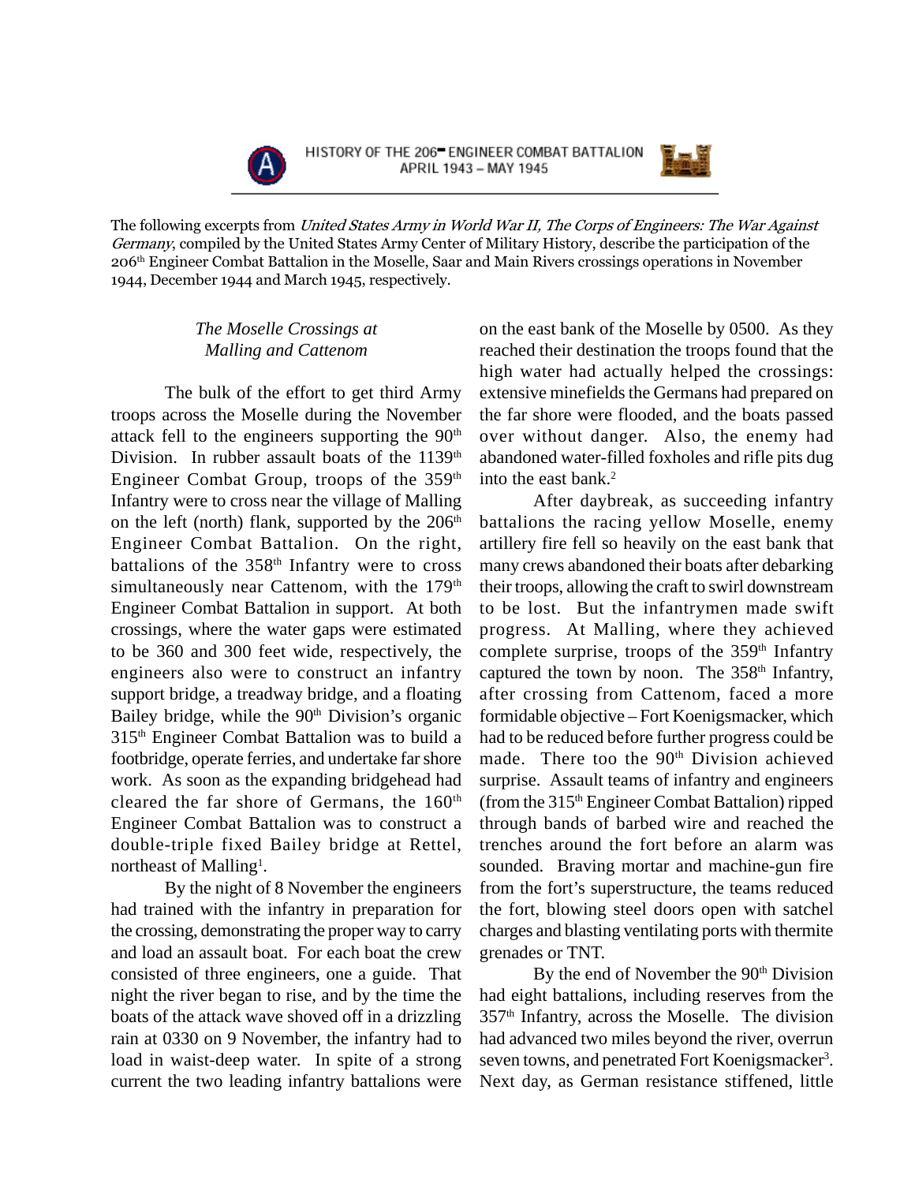# HISTORY OF THE 206th ENGINEER COMBAT BATTALION
## APRIL 1943 – MAY 1945

The following excerpts from *United States Army in World War II, The Corps of Engineers: The War Against Germany*, compiled by the United States Army Center of Military History, describe the participation of the 206th Engineer Combat Battalion in the Moselle, Saar and Main Rivers crossings operations in November 1944, December 1944 and March 1945, respectively.

### *The Moselle Crossings at Malling and Cattenom*

The bulk of the effort to get third Army troops across the Moselle during the November attack fell to the engineers supporting the 90th Division. In rubber assault boats of the 1139th Engineer Combat Group, troops of the 359th Infantry were to cross near the village of Malling on the left (north) flank, supported by the 206th Engineer Combat Battalion. On the right, battalions of the 358th Infantry were to cross simultaneously near Cattenom, with the 179th Engineer Combat Battalion in support. At both crossings, where the water gaps were estimated to be 360 and 300 feet wide, respectively, the engineers also were to construct an infantry support bridge, a treadway bridge, and a floating Bailey bridge, while the 90th Division's organic 315th Engineer Combat Battalion was to build a footbridge, operate ferries, and undertake far shore work. As soon as the expanding bridgehead had cleared the far shore of Germans, the 160th Engineer Combat Battalion was to construct a double-triple fixed Bailey bridge at Rettel, northeast of Malling[1].

By the night of 8 November the engineers had trained with the infantry in preparation for the crossing, demonstrating the proper way to carry and load an assault boat. For each boat the crew consisted of three engineers, one a guide. That night the river began to rise, and by the time the boats of the attack wave shoved off in a drizzling rain at 0330 on 9 November, the infantry had to load in waist-deep water. In spite of a strong current the two leading infantry battalions were on the east bank of the Moselle by 0500. As they reached their destination the troops found that the high water had actually helped the crossings: extensive minefields the Germans had prepared on the far shore were flooded, and the boats passed over without danger. Also, the enemy had abandoned water-filled foxholes and rifle pits dug into the east bank.[2]

After daybreak, as succeeding infantry battalions the racing yellow Moselle, enemy artillery fire fell so heavily on the east bank that many crews abandoned their boats after debarking their troops, allowing the craft to swirl downstream to be lost. But the infantrymen made swift progress. At Malling, where they achieved complete surprise, troops of the 359th Infantry captured the town by noon. The 358th Infantry, after crossing from Cattenom, faced a more formidable objective – Fort Koenigsmacker, which had to be reduced before further progress could be made. There too the 90th Division achieved surprise. Assault teams of infantry and engineers (from the 315th Engineer Combat Battalion) ripped through bands of barbed wire and reached the trenches around the fort before an alarm was sounded. Braving mortar and machine-gun fire from the fort's superstructure, the teams reduced the fort, blowing steel doors open with satchel charges and blasting ventilating ports with thermite grenades or TNT.

By the end of November the 90th Division had eight battalions, including reserves from the 357th Infantry, across the Moselle. The division had advanced two miles beyond the river, overrun seven towns, and penetrated Fort Koenigsmacker[3]. Next day, as German resistance stiffened, little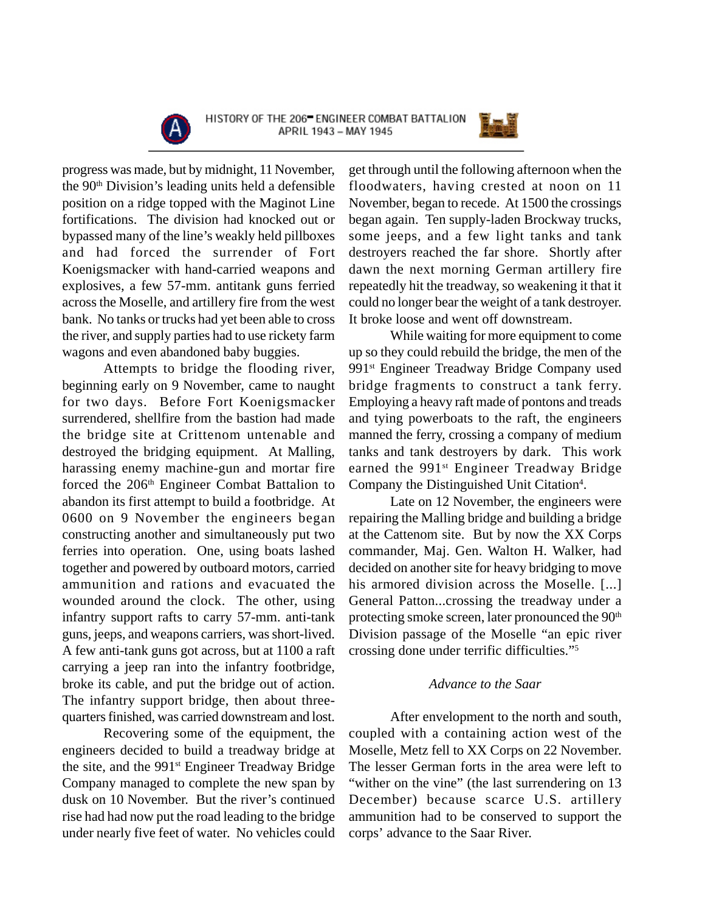progress was made, but by midnight, 11 November, the 90th Division's leading units held a defensible position on a ridge topped with the Maginot Line fortifications. The division had knocked out or bypassed many of the line's weakly held pillboxes and had forced the surrender of Fort Koenigsmacker with hand-carried weapons and explosives, a few 57-mm. antitank guns ferried across the Moselle, and artillery fire from the west bank. No tanks or trucks had yet been able to cross the river, and supply parties had to use rickety farm wagons and even abandoned baby buggies.

Attempts to bridge the flooding river, beginning early on 9 November, came to naught for two days. Before Fort Koenigsmacker surrendered, shellfire from the bastion had made the bridge site at Crittenom untenable and destroyed the bridging equipment. At Malling, harassing enemy machine-gun and mortar fire forced the 206th Engineer Combat Battalion to abandon its first attempt to build a footbridge. At 0600 on 9 November the engineers began constructing another and simultaneously put two ferries into operation. One, using boats lashed together and powered by outboard motors, carried ammunition and rations and evacuated the wounded around the clock. The other, using infantry support rafts to carry 57-mm. anti-tank guns, jeeps, and weapons carriers, was short-lived. A few anti-tank guns got across, but at 1100 a raft carrying a jeep ran into the infantry footbridge, broke its cable, and put the bridge out of action. The infantry support bridge, then about three-quarters finished, was carried downstream and lost.

Recovering some of the equipment, the engineers decided to build a treadway bridge at the site, and the 991st Engineer Treadway Bridge Company managed to complete the new span by dusk on 10 November. But the river's continued rise had had now put the road leading to the bridge under nearly five feet of water. No vehicles could get through until the following afternoon when the floodwaters, having crested at noon on 11 November, began to recede. At 1500 the crossings began again. Ten supply-laden Brockway trucks, some jeeps, and a few light tanks and tank destroyers reached the far shore. Shortly after dawn the next morning German artillery fire repeatedly hit the treadway, so weakening it that it could no longer bear the weight of a tank destroyer. It broke loose and went off downstream.

While waiting for more equipment to come up so they could rebuild the bridge, the men of the 991st Engineer Treadway Bridge Company used bridge fragments to construct a tank ferry. Employing a heavy raft made of pontons and treads and tying powerboats to the raft, the engineers manned the ferry, crossing a company of medium tanks and tank destroyers by dark. This work earned the 991st Engineer Treadway Bridge Company the Distinguished Unit Citation[4].

Late on 12 November, the engineers were repairing the Malling bridge and building a bridge at the Cattenom site. But by now the XX Corps commander, Maj. Gen. Walton H. Walker, had decided on another site for heavy bridging to move his armored division across the Moselle. [...] General Patton...crossing the treadway under a protecting smoke screen, later pronounced the 90th Division passage of the Moselle "an epic river crossing done under terrific difficulties."[5]

### *Advance to the Saar*

After envelopment to the north and south, coupled with a containing action west of the Moselle, Metz fell to XX Corps on 22 November. The lesser German forts in the area were left to "wither on the vine" (the last surrendering on 13 December) because scarce U.S. artillery ammunition had to be conserved to support the corps' advance to the Saar River.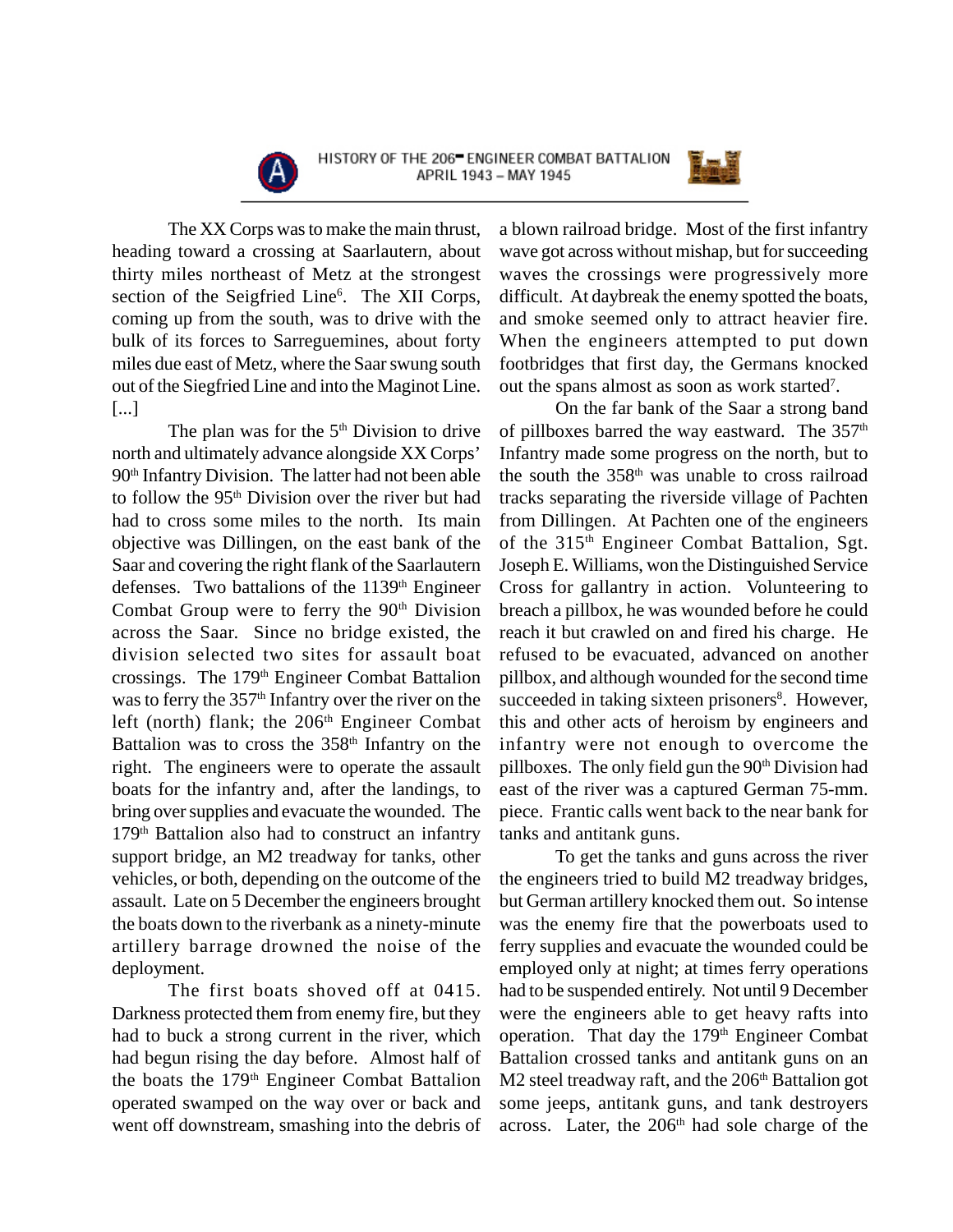The XX Corps was to make the main thrust, heading toward a crossing at Saarlautern, about thirty miles northeast of Metz at the strongest section of the Seigfried Line[6]. The XII Corps, coming up from the south, was to drive with the bulk of its forces to Sarreguemines, about forty miles due east of Metz, where the Saar swung south out of the Siegfried Line and into the Maginot Line. [...]

The plan was for the 5th Division to drive north and ultimately advance alongside XX Corps' 90th Infantry Division. The latter had not been able to follow the 95th Division over the river but had had to cross some miles to the north. Its main objective was Dillingen, on the east bank of the Saar and covering the right flank of the Saarlautern defenses. Two battalions of the 1139th Engineer Combat Group were to ferry the 90th Division across the Saar. Since no bridge existed, the division selected two sites for assault boat crossings. The 179th Engineer Combat Battalion was to ferry the 357th Infantry over the river on the left (north) flank; the 206th Engineer Combat Battalion was to cross the 358th Infantry on the right. The engineers were to operate the assault boats for the infantry and, after the landings, to bring over supplies and evacuate the wounded. The 179th Battalion also had to construct an infantry support bridge, an M2 treadway for tanks, other vehicles, or both, depending on the outcome of the assault. Late on 5 December the engineers brought the boats down to the riverbank as a ninety-minute artillery barrage drowned the noise of the deployment.

The first boats shoved off at 0415. Darkness protected them from enemy fire, but they had to buck a strong current in the river, which had begun rising the day before. Almost half of the boats the 179th Engineer Combat Battalion operated swamped on the way over or back and went off downstream, smashing into the debris of a blown railroad bridge. Most of the first infantry wave got across without mishap, but for succeeding waves the crossings were progressively more difficult. At daybreak the enemy spotted the boats, and smoke seemed only to attract heavier fire. When the engineers attempted to put down footbridges that first day, the Germans knocked out the spans almost as soon as work started[7].

On the far bank of the Saar a strong band of pillboxes barred the way eastward. The 357th Infantry made some progress on the north, but to the south the 358th was unable to cross railroad tracks separating the riverside village of Pachten from Dillingen. At Pachten one of the engineers of the 315th Engineer Combat Battalion, Sgt. Joseph E. Williams, won the Distinguished Service Cross for gallantry in action. Volunteering to breach a pillbox, he was wounded before he could reach it but crawled on and fired his charge. He refused to be evacuated, advanced on another pillbox, and although wounded for the second time succeeded in taking sixteen prisoners[8]. However, this and other acts of heroism by engineers and infantry were not enough to overcome the pillboxes. The only field gun the 90th Division had east of the river was a captured German 75-mm. piece. Frantic calls went back to the near bank for tanks and antitank guns.

To get the tanks and guns across the river the engineers tried to build M2 treadway bridges, but German artillery knocked them out. So intense was the enemy fire that the powerboats used to ferry supplies and evacuate the wounded could be employed only at night; at times ferry operations had to be suspended entirely. Not until 9 December were the engineers able to get heavy rafts into operation. That day the 179th Engineer Combat Battalion crossed tanks and antitank guns on an M2 steel treadway raft, and the 206th Battalion got some jeeps, antitank guns, and tank destroyers across. Later, the 206th had sole charge of the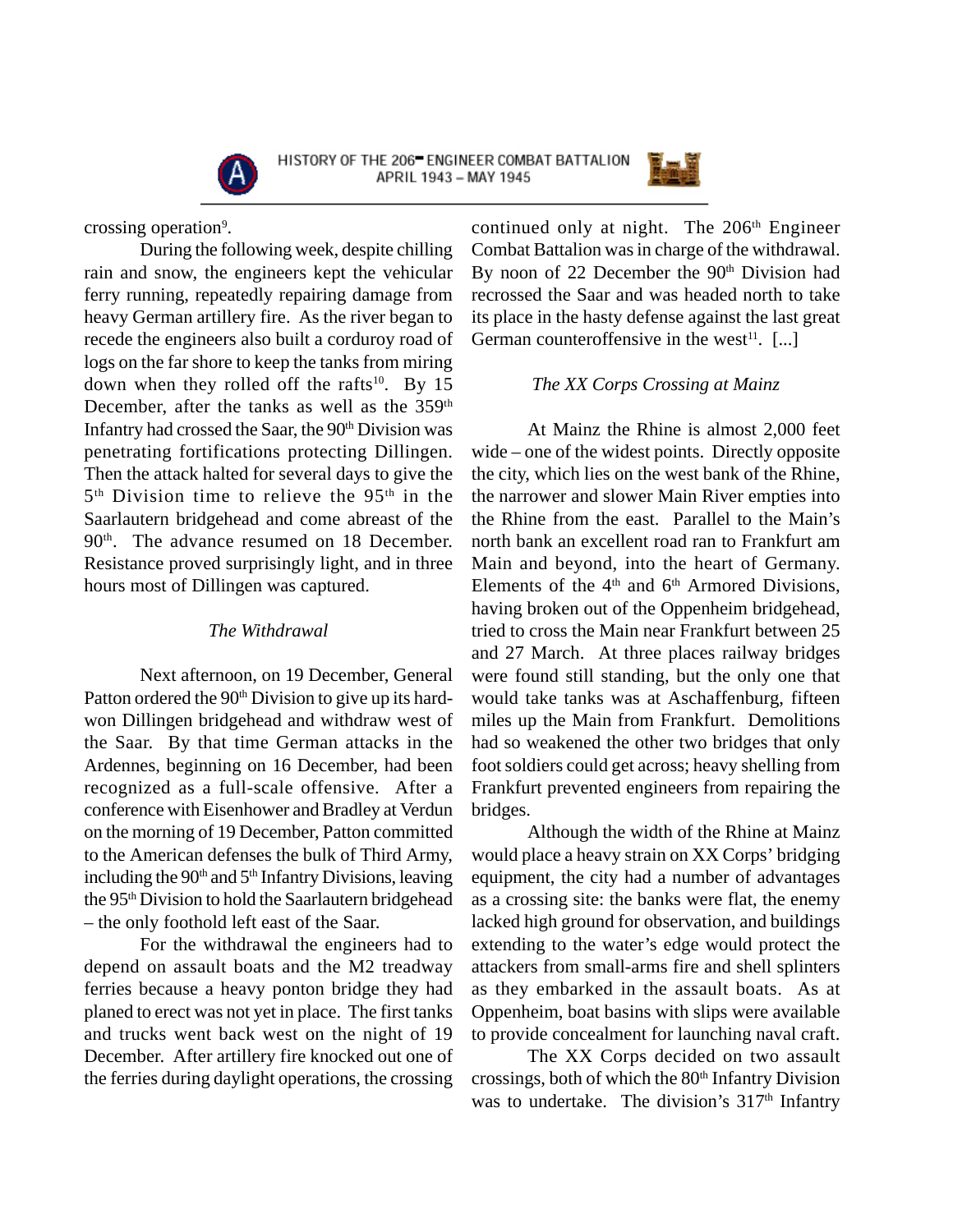crossing operation[9].

During the following week, despite chilling rain and snow, the engineers kept the vehicular ferry running, repeatedly repairing damage from heavy German artillery fire. As the river began to recede the engineers also built a corduroy road of logs on the far shore to keep the tanks from miring down when they rolled off the rafts[10]. By 15 December, after the tanks as well as the 359th Infantry had crossed the Saar, the 90th Division was penetrating fortifications protecting Dillingen. Then the attack halted for several days to give the 5th Division time to relieve the 95th in the Saarlautern bridgehead and come abreast of the 90th. The advance resumed on 18 December. Resistance proved surprisingly light, and in three hours most of Dillingen was captured.

### *The Withdrawal*

Next afternoon, on 19 December, General Patton ordered the 90th Division to give up its hard-won Dillingen bridgehead and withdraw west of the Saar. By that time German attacks in the Ardennes, beginning on 16 December, had been recognized as a full-scale offensive. After a conference with Eisenhower and Bradley at Verdun on the morning of 19 December, Patton committed to the American defenses the bulk of Third Army, including the 90th and 5th Infantry Divisions, leaving the 95th Division to hold the Saarlautern bridgehead – the only foothold left east of the Saar.

For the withdrawal the engineers had to depend on assault boats and the M2 treadway ferries because a heavy ponton bridge they had planed to erect was not yet in place. The first tanks and trucks went back west on the night of 19 December. After artillery fire knocked out one of the ferries during daylight operations, the crossing continued only at night. The 206th Engineer Combat Battalion was in charge of the withdrawal. By noon of 22 December the 90th Division had recrossed the Saar and was headed north to take its place in the hasty defense against the last great German counteroffensive in the west[11]. [...]

### *The XX Corps Crossing at Mainz*

At Mainz the Rhine is almost 2,000 feet wide – one of the widest points. Directly opposite the city, which lies on the west bank of the Rhine, the narrower and slower Main River empties into the Rhine from the east. Parallel to the Main's north bank an excellent road ran to Frankfurt am Main and beyond, into the heart of Germany. Elements of the 4th and 6th Armored Divisions, having broken out of the Oppenheim bridgehead, tried to cross the Main near Frankfurt between 25 and 27 March. At three places railway bridges were found still standing, but the only one that would take tanks was at Aschaffenburg, fifteen miles up the Main from Frankfurt. Demolitions had so weakened the other two bridges that only foot soldiers could get across; heavy shelling from Frankfurt prevented engineers from repairing the bridges.

Although the width of the Rhine at Mainz would place a heavy strain on XX Corps' bridging equipment, the city had a number of advantages as a crossing site: the banks were flat, the enemy lacked high ground for observation, and buildings extending to the water's edge would protect the attackers from small-arms fire and shell splinters as they embarked in the assault boats. As at Oppenheim, boat basins with slips were available to provide concealment for launching naval craft.

The XX Corps decided on two assault crossings, both of which the 80th Infantry Division was to undertake. The division's 317th Infantry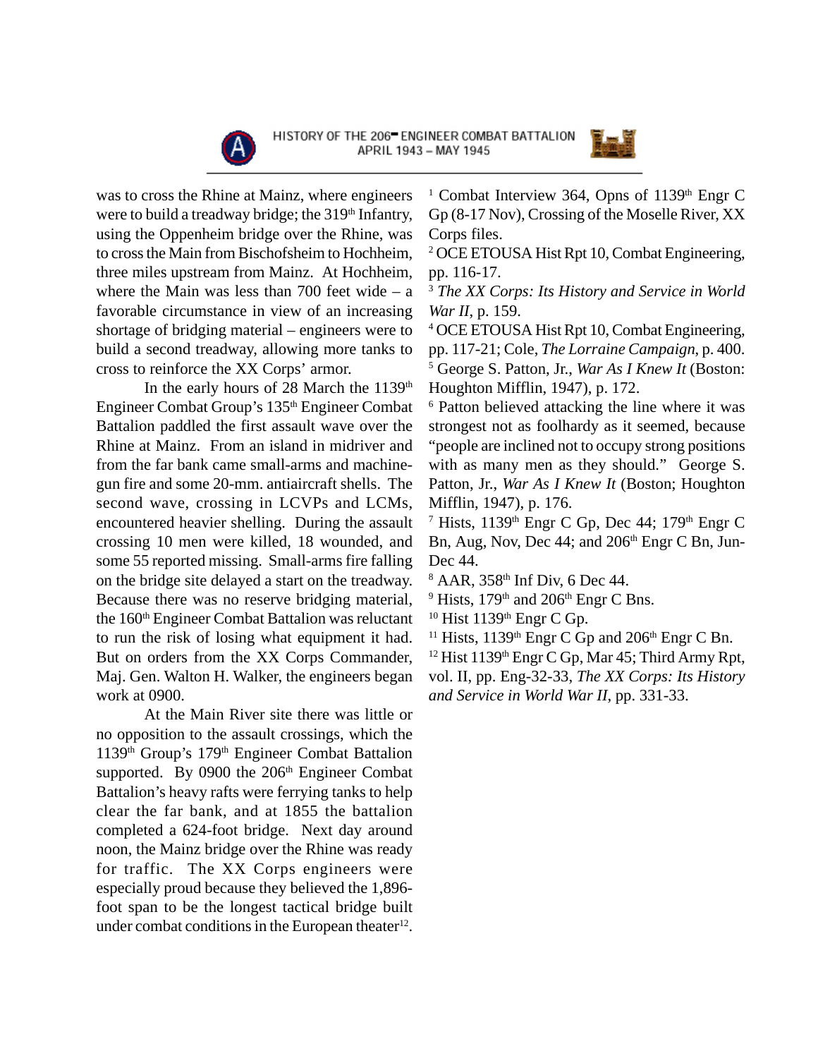was to cross the Rhine at Mainz, where engineers were to build a treadway bridge; the 319th Infantry, using the Oppenheim bridge over the Rhine, was to cross the Main from Bischofsheim to Hochheim, three miles upstream from Mainz. At Hochheim, where the Main was less than 700 feet wide – a favorable circumstance in view of an increasing shortage of bridging material – engineers were to build a second treadway, allowing more tanks to cross to reinforce the XX Corps' armor.

In the early hours of 28 March the 1139th Engineer Combat Group's 135th Engineer Combat Battalion paddled the first assault wave over the Rhine at Mainz. From an island in midriver and from the far bank came small-arms and machine-gun fire and some 20-mm. antiaircraft shells. The second wave, crossing in LCVPs and LCMs, encountered heavier shelling. During the assault crossing 10 men were killed, 18 wounded, and some 55 reported missing. Small-arms fire falling on the bridge site delayed a start on the treadway. Because there was no reserve bridging material, the 160th Engineer Combat Battalion was reluctant to run the risk of losing what equipment it had. But on orders from the XX Corps Commander, Maj. Gen. Walton H. Walker, the engineers began work at 0900.

At the Main River site there was little or no opposition to the assault crossings, which the 1139th Group's 179th Engineer Combat Battalion supported. By 0900 the 206th Engineer Combat Battalion's heavy rafts were ferrying tanks to help clear the far bank, and at 1855 the battalion completed a 624-foot bridge. Next day around noon, the Mainz bridge over the Rhine was ready for traffic. The XX Corps engineers were especially proud because they believed the 1,896-foot span to be the longest tactical bridge built under combat conditions in the European theater[12].

---

[1] Combat Interview 364, Opns of 1139th Engr C Gp (8-17 Nov), Crossing of the Moselle River, XX Corps files.

[2] OCE ETOUSA Hist Rpt 10, Combat Engineering, pp. 116-17.

[3] *The XX Corps: Its History and Service in World War II*, p. 159.

[4] OCE ETOUSA Hist Rpt 10, Combat Engineering, pp. 117-21; Cole, *The Lorraine Campaign*, p. 400.

[5] George S. Patton, Jr., *War As I Knew It* (Boston: Houghton Mifflin, 1947), p. 172.

[6] Patton believed attacking the line where it was strongest not as foolhardy as it seemed, because "people are inclined not to occupy strong positions with as many men as they should." George S. Patton, Jr., *War As I Knew It* (Boston; Houghton Mifflin, 1947), p. 176.

[7] Hists, 1139th Engr C Gp, Dec 44; 179th Engr C Bn, Aug, Nov, Dec 44; and 206th Engr C Bn, Jun-Dec 44.

[8] AAR, 358th Inf Div, 6 Dec 44.

[9] Hists, 179th and 206th Engr C Bns.

[10] Hist 1139th Engr C Gp.

[11] Hists, 1139th Engr C Gp and 206th Engr C Bn.

[12] Hist 1139th Engr C Gp, Mar 45; Third Army Rpt, vol. II, pp. Eng-32-33, *The XX Corps: Its History and Service in World War II*, pp. 331-33.